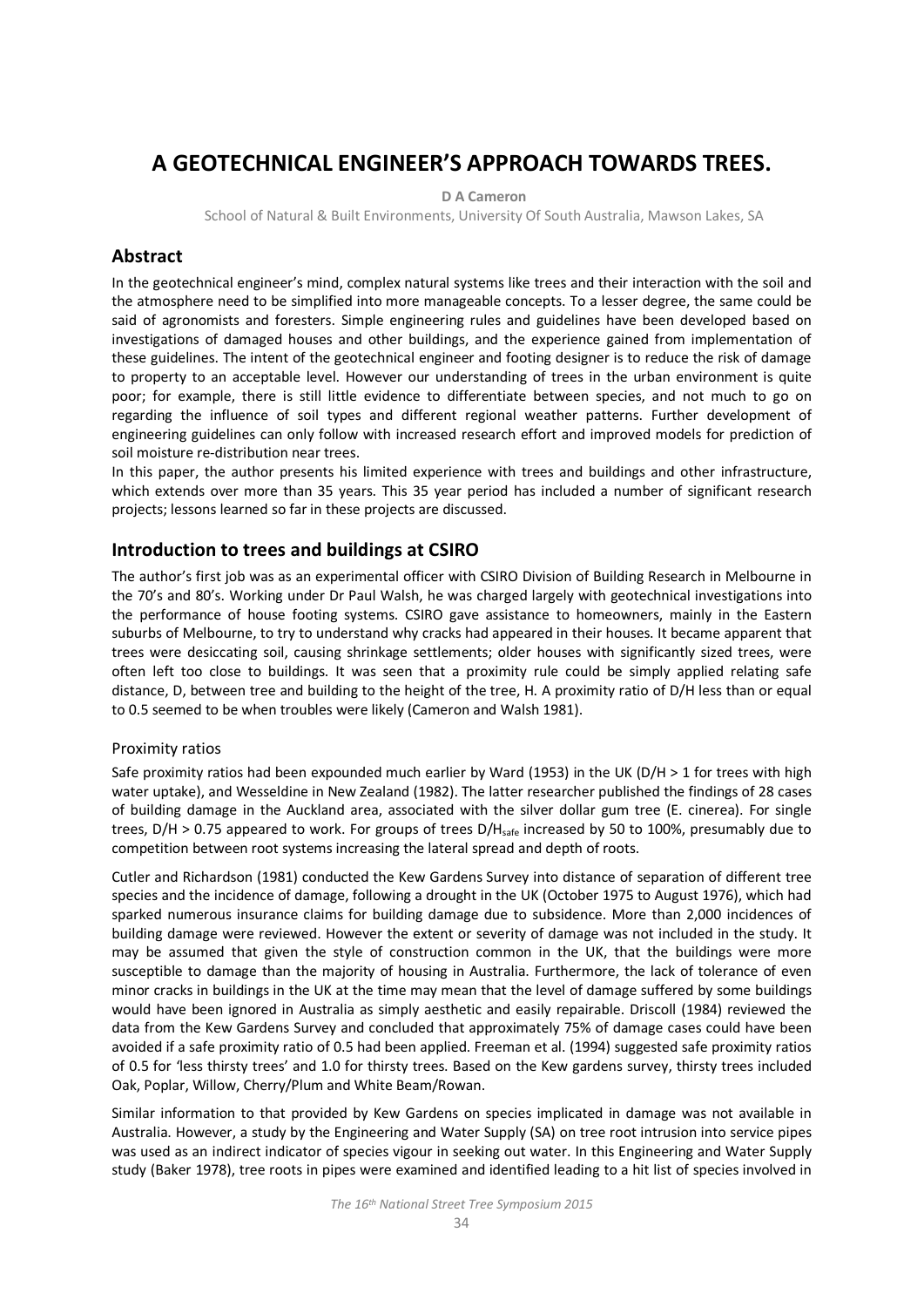# A GEOTECHNICAL ENGINEER'S APPROACH TOWARDS TREES.

**D A Cameron**

School of Natural & Built Environments, University Of South Australia, Mawson Lakes, SA

## Abstract

In the geotechnical engineer's mind, complex natural systems like trees and their interaction with the soil and the atmosphere need to be simplified into more manageable concepts. To a lesser degree, the same could be said of agronomists and foresters. Simple engineering rules and guidelines have been developed based on investigations of damaged houses and other buildings, and the experience gained from implementation of these guidelines. The intent of the geotechnical engineer and footing designer is to reduce the risk of damage to property to an acceptable level. However our understanding of trees in the urban environment is quite poor; for example, there is still little evidence to differentiate between species, and not much to go on regarding the influence of soil types and different regional weather patterns. Further development of engineering guidelines can only follow with increased research effort and improved models for prediction of soil moisture re-distribution near trees.

In this paper, the author presents his limited experience with trees and buildings and other infrastructure, which extends over more than 35 years. This 35 year period has included a number of significant research projects; lessons learned so far in these projects are discussed.

## Introduction to trees and buildings at CSIRO

The author's first job was as an experimental officer with CSIRO Division of Building Research in Melbourne in the 70's and 80's. Working under Dr Paul Walsh, he was charged largely with geotechnical investigations into the performance of house footing systems. CSIRO gave assistance to homeowners, mainly in the Eastern suburbs of Melbourne, to try to understand why cracks had appeared in their houses. It became apparent that trees were desiccating soil, causing shrinkage settlements; older houses with significantly sized trees, were often left too close to buildings. It was seen that a proximity rule could be simply applied relating safe distance, D, between tree and building to the height of the tree, H. A proximity ratio of D/H less than or equal to 0.5 seemed to be when troubles were likely (Cameron and Walsh 1981).

### Proximity ratios

Safe proximity ratios had been expounded much earlier by Ward (1953) in the UK (D/H > 1 for trees with high water uptake), and Wesseldine in New Zealand (1982). The latter researcher published the findings of 28 cases of building damage in the Auckland area, associated with the silver dollar gum tree (E. cinerea). For single trees, D/H > 0.75 appeared to work. For groups of trees $D/H_{safe}$ increased by 50 to 100%, presumably due to competition between root systems increasing the lateral spread and depth of roots.

Cutler and Richardson (1981) conducted the Kew Gardens Survey into distance of separation of different tree species and the incidence of damage, following a drought in the UK (October 1975 to August 1976), which had sparked numerous insurance claims for building damage due to subsidence. More than 2,000 incidences of building damage were reviewed. However the extent or severity of damage was not included in the study. It may be assumed that given the style of construction common in the UK, that the buildings were more susceptible to damage than the majority of housing in Australia. Furthermore, the lack of tolerance of even minor cracks in buildings in the UK at the time may mean that the level of damage suffered by some buildings would have been ignored in Australia as simply aesthetic and easily repairable. Driscoll (1984) reviewed the data from the Kew Gardens Survey and concluded that approximately 75% of damage cases could have been avoided if a safe proximity ratio of 0.5 had been applied. Freeman et al. (1994) suggested safe proximity ratios of 0.5 for 'less thirsty trees' and 1.0 for thirsty trees. Based on the Kew gardens survey, thirsty trees included Oak, Poplar, Willow, Cherry/Plum and White Beam/Rowan.

Similar information to that provided by Kew Gardens on species implicated in damage was not available in Australia. However, a study by the Engineering and Water Supply (SA) on tree root intrusion into service pipes was used as an indirect indicator of species vigour in seeking out water. In this Engineering and Water Supply study (Baker 1978), tree roots in pipes were examined and identified leading to a hit list of species involved in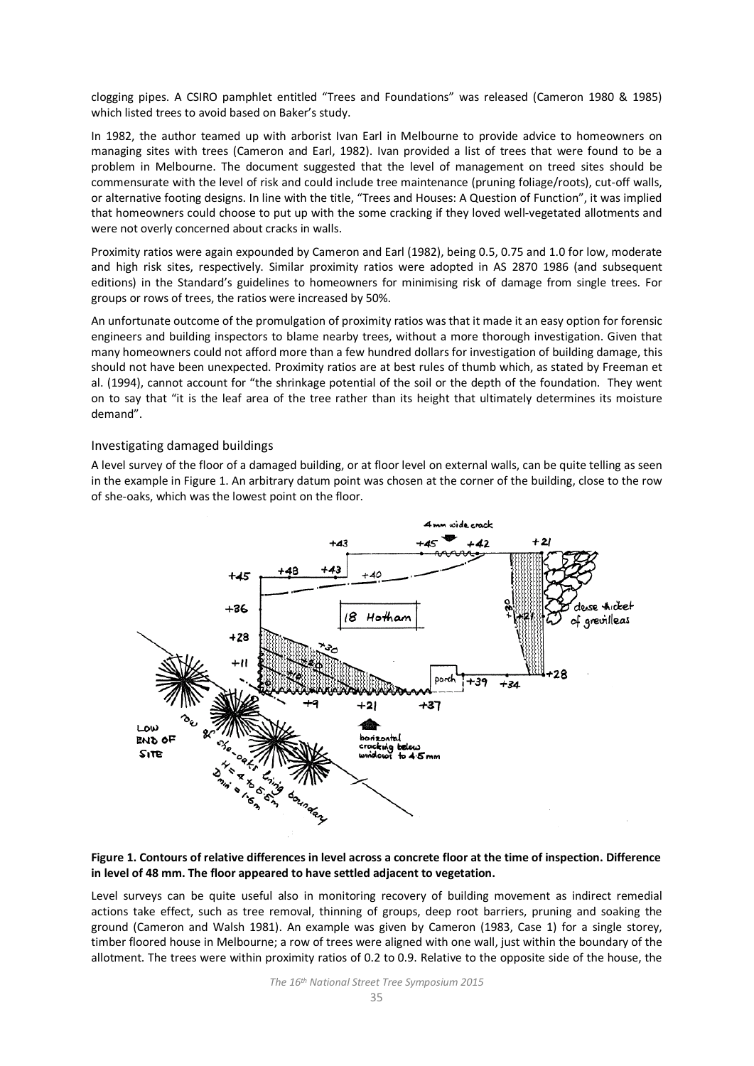clogging pipes. A CSIRO pamphlet entitled "Trees and Foundations" was released (Cameron 1980 & 1985) which listed trees to avoid based on Baker's study.

In 1982, the author teamed up with arborist Ivan Earl in Melbourne to provide advice to homeowners on managing sites with trees (Cameron and Earl, 1982). Ivan provided a list of trees that were found to be a problem in Melbourne. The document suggested that the level of management on treed sites should be commensurate with the level of risk and could include tree maintenance (pruning foliage/roots), cut-off walls, or alternative footing designs. In line with the title, "Trees and Houses: A Question of Function", it was implied that homeowners could choose to put up with the some cracking if they loved well-vegetated allotments and were not overly concerned about cracks in walls.

Proximity ratios were again expounded by Cameron and Earl (1982), being 0.5, 0.75 and 1.0 for low, moderate and high risk sites, respectively. Similar proximity ratios were adopted in AS 2870 1986 (and subsequent editions) in the Standard's guidelines to homeowners for minimising risk of damage from single trees. For groups or rows of trees, the ratios were increased by 50%.

An unfortunate outcome of the promulgation of proximity ratios was that it made it an easy option for forensic engineers and building inspectors to blame nearby trees, without a more thorough investigation. Given that many homeowners could not afford more than a few hundred dollars for investigation of building damage, this should not have been unexpected. Proximity ratios are at best rules of thumb which, as stated by Freeman et al. (1994), cannot account for "the shrinkage potential of the soil or the depth of the foundation. They went on to say that "it is the leaf area of the tree rather than its height that ultimately determines its moisture demand".

## Investigating damaged buildings

A level survey of the floor of a damaged building, or at floor level on external walls, can be quite telling as seen in the example in Figure 1. An arbitrary datum point was chosen at the corner of the building, close to the row of she-oaks, which was the lowest point on the floor.

**Figure 1. Contours of relative differences in level across a concrete floor at the time of inspection. Difference in level of 48 mm. The floor appeared to have settled adjacent to vegetation.**

Level surveys can be quite useful also in monitoring recovery of building movement as indirect remedial actions take effect, such as tree removal, thinning of groups, deep root barriers, pruning and soaking the ground (Cameron and Walsh 1981). An example was given by Cameron (1983, Case 1) for a single storey, timber floored house in Melbourne; a row of trees were aligned with one wall, just within the boundary of the allotment. The trees were within proximity ratios of 0.2 to 0.9. Relative to the opposite side of the house, the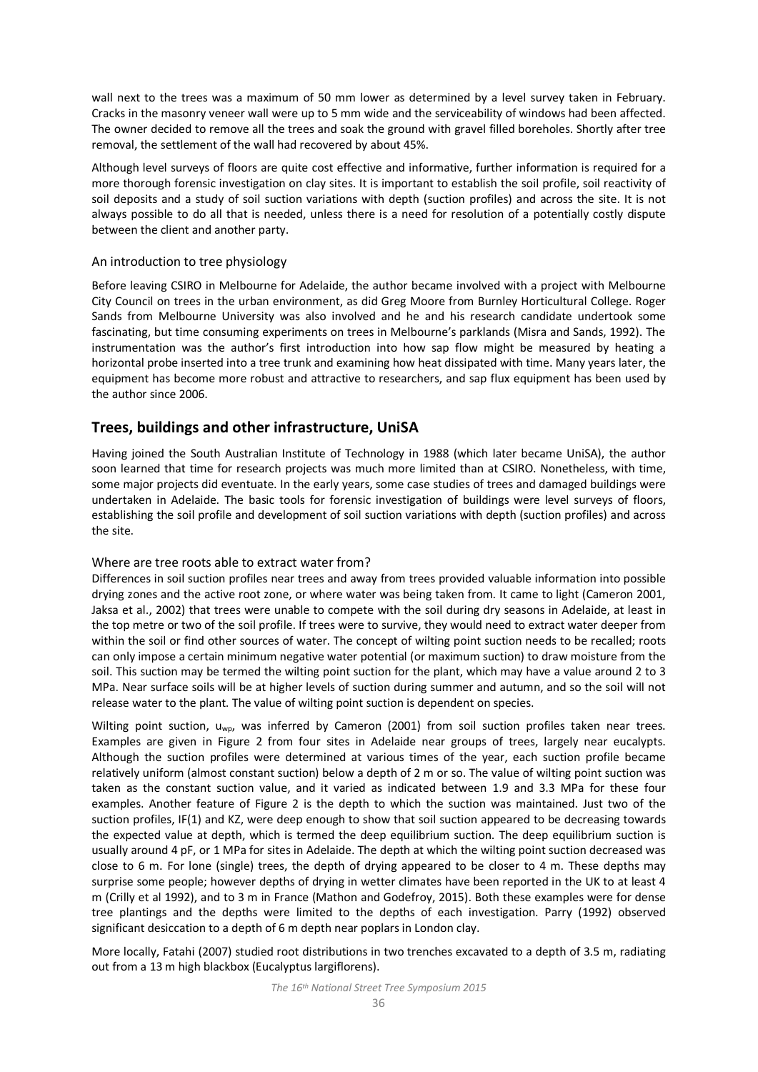wall next to the trees was a maximum of 50 mm lower as determined by a level survey taken in February. Cracks in the masonry veneer wall were up to 5 mm wide and the serviceability of windows had been affected. The owner decided to remove all the trees and soak the ground with gravel filled boreholes. Shortly after tree removal, the settlement of the wall had recovered by about 45%.

Although level surveys of floors are quite cost effective and informative, further information is required for a more thorough forensic investigation on clay sites. It is important to establish the soil profile, soil reactivity of soil deposits and a study of soil suction variations with depth (suction profiles) and across the site. It is not always possible to do all that is needed, unless there is a need for resolution of a potentially costly dispute between the client and another party.

### An introduction to tree physiology

Before leaving CSIRO in Melbourne for Adelaide, the author became involved with a project with Melbourne City Council on trees in the urban environment, as did Greg Moore from Burnley Horticultural College. Roger Sands from Melbourne University was also involved and he and his research candidate undertook some fascinating, but time consuming experiments on trees in Melbourne's parklands (Misra and Sands, 1992). The instrumentation was the author's first introduction into how sap flow might be measured by heating a horizontal probe inserted into a tree trunk and examining how heat dissipated with time. Many years later, the equipment has become more robust and attractive to researchers, and sap flux equipment has been used by the author since 2006.

## Trees, buildings and other infrastructure, UniSA

Having joined the South Australian Institute of Technology in 1988 (which later became UniSA), the author soon learned that time for research projects was much more limited than at CSIRO. Nonetheless, with time, some major projects did eventuate. In the early years, some case studies of trees and damaged buildings were undertaken in Adelaide. The basic tools for forensic investigation of buildings were level surveys of floors, establishing the soil profile and development of soil suction variations with depth (suction profiles) and across the site.

### Where are tree roots able to extract water from?

Differences in soil suction profiles near trees and away from trees provided valuable information into possible drying zones and the active root zone, or where water was being taken from. It came to light (Cameron 2001, Jaksa et al., 2002) that trees were unable to compete with the soil during dry seasons in Adelaide, at least in the top metre or two of the soil profile. If trees were to survive, they would need to extract water deeper from within the soil or find other sources of water. The concept of wilting point suction needs to be recalled; roots can only impose a certain minimum negative water potential (or maximum suction) to draw moisture from the soil. This suction may be termed the wilting point suction for the plant, which may have a value around 2 to 3 MPa. Near surface soils will be at higher levels of suction during summer and autumn, and so the soil will not release water to the plant. The value of wilting point suction is dependent on species.

Wilting point suction, $u_{wp}$, was inferred by Cameron (2001) from soil suction profiles taken near trees. Examples are given in Figure 2 from four sites in Adelaide near groups of trees, largely near eucalypts. Although the suction profiles were determined at various times of the year, each suction profile became relatively uniform (almost constant suction) below a depth of 2 m or so. The value of wilting point suction was taken as the constant suction value, and it varied as indicated between 1.9 and 3.3 MPa for these four examples. Another feature of Figure 2 is the depth to which the suction was maintained. Just two of the suction profiles, IF(1) and KZ, were deep enough to show that soil suction appeared to be decreasing towards the expected value at depth, which is termed the deep equilibrium suction. The deep equilibrium suction is usually around 4 pF, or 1 MPa for sites in Adelaide. The depth at which the wilting point suction decreased was close to 6 m. For lone (single) trees, the depth of drying appeared to be closer to 4 m. These depths may surprise some people; however depths of drying in wetter climates have been reported in the UK to at least 4 m (Crilly et al 1992), and to 3 m in France (Mathon and Godefroy, 2015). Both these examples were for dense tree plantings and the depths were limited to the depths of each investigation. Parry (1992) observed significant desiccation to a depth of 6 m depth near poplars in London clay.

More locally, Fatahi (2007) studied root distributions in two trenches excavated to a depth of 3.5 m, radiating out from a 13 m high blackbox (Eucalyptus largiflorens).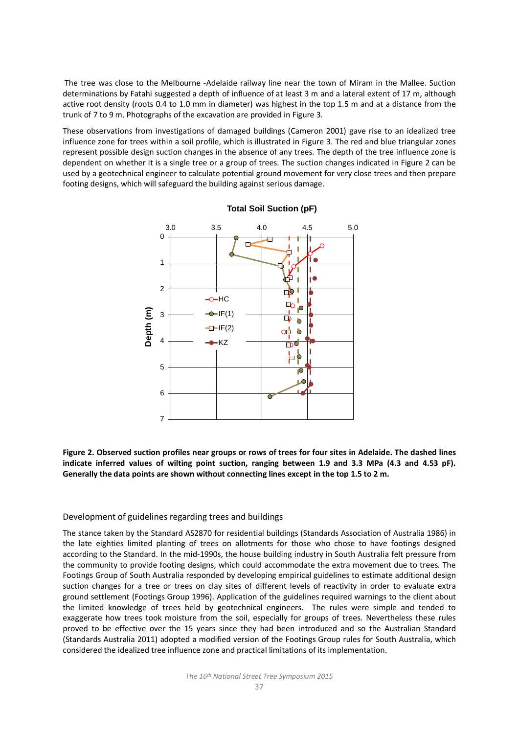The tree was close to the Melbourne -Adelaide railway line near the town of Miram in the Mallee. Suction determinations by Fatahi suggested a depth of influence of at least 3 m and a lateral extent of 17 m, although active root density (roots 0.4 to 1.0 mm in diameter) was highest in the top 1.5 m and at a distance from the trunk of 7 to 9 m. Photographs of the excavation are provided in Figure 3.

These observations from investigations of damaged buildings (Cameron 2001) gave rise to an idealized tree influence zone for trees within a soil profile, which is illustrated in Figure 3. The red and blue triangular zones represent possible design suction changes in the absence of any trees. The depth of the tree influence zone is dependent on whether it is a single tree or a group of trees. The suction changes indicated in Figure 2 can be used by a geotechnical engineer to calculate potential ground movement for very close trees and then prepare footing designs, which will safeguard the building against serious damage.

**Figure 2. Observed suction profiles near groups or rows of trees for four sites in Adelaide. The dashed lines indicate inferred values of wilting point suction, ranging between 1.9 and 3.3 MPa (4.3 and 4.53 pF). Generally the data points are shown without connecting lines except in the top 1.5 to 2 m.**

## Development of guidelines regarding trees and buildings

The stance taken by the Standard AS2870 for residential buildings (Standards Association of Australia 1986) in the late eighties limited planting of trees on allotments for those who chose to have footings designed according to the Standard. In the mid-1990s, the house building industry in South Australia felt pressure from the community to provide footing designs, which could accommodate the extra movement due to trees. The Footings Group of South Australia responded by developing empirical guidelines to estimate additional design suction changes for a tree or trees on clay sites of different levels of reactivity in order to evaluate extra ground settlement (Footings Group 1996). Application of the guidelines required warnings to the client about the limited knowledge of trees held by geotechnical engineers. The rules were simple and tended to exaggerate how trees took moisture from the soil, especially for groups of trees. Nevertheless these rules proved to be effective over the 15 years since they had been introduced and so the Australian Standard (Standards Australia 2011) adopted a modified version of the Footings Group rules for South Australia, which considered the idealized tree influence zone and practical limitations of its implementation.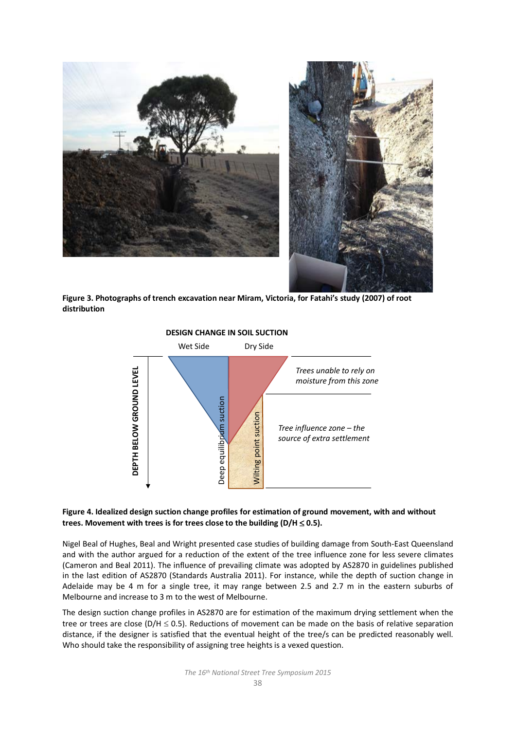**Figure 3. Photographs of trench excavation near Miram, Victoria, for Fatahi's study (2007) of root distribution**

**Figure 4. Idealized design suction change profiles for estimation of ground movement, with and without trees. Movement with trees is for trees close to the building (D/H ≤ 0.5).**

Nigel Beal of Hughes, Beal and Wright presented case studies of building damage from South-East Queensland and with the author argued for a reduction of the extent of the tree influence zone for less severe climates (Cameron and Beal 2011). The influence of prevailing climate was adopted by AS2870 in guidelines published in the last edition of AS2870 (Standards Australia 2011). For instance, while the depth of suction change in Adelaide may be 4 m for a single tree, it may range between 2.5 and 2.7 m in the eastern suburbs of Melbourne and increase to 3 m to the west of Melbourne.

The design suction change profiles in AS2870 are for estimation of the maximum drying settlement when the tree or trees are close (D/H ≤ 0.5). Reductions of movement can be made on the basis of relative separation distance, if the designer is satisfied that the eventual height of the tree/s can be predicted reasonably well. Who should take the responsibility of assigning tree heights is a vexed question.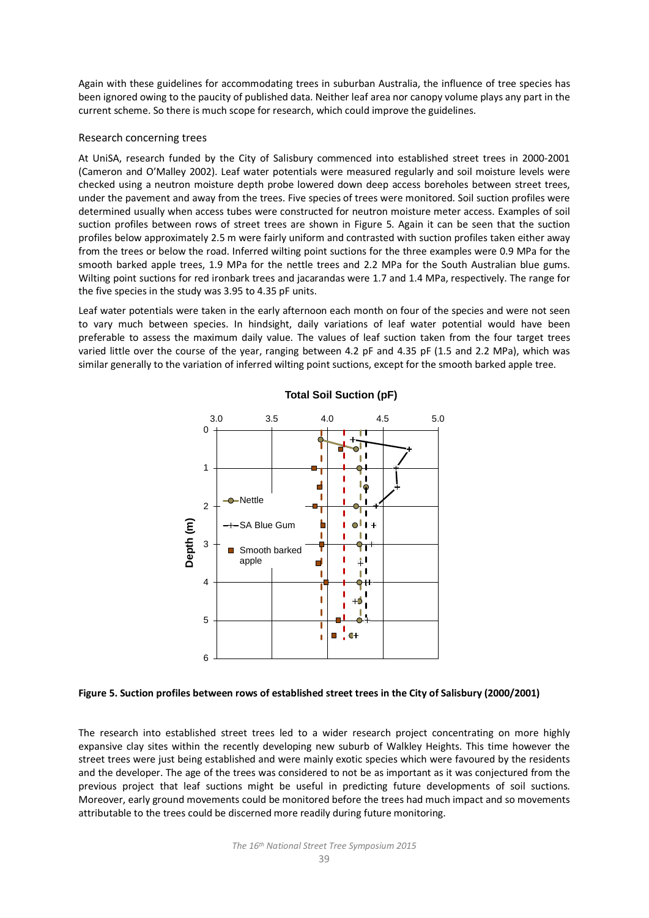Again with these guidelines for accommodating trees in suburban Australia, the influence of tree species has been ignored owing to the paucity of published data. Neither leaf area nor canopy volume plays any part in the current scheme. So there is much scope for research, which could improve the guidelines.

## Research concerning trees

At UniSA, research funded by the City of Salisbury commenced into established street trees in 2000-2001 (Cameron and O'Malley 2002). Leaf water potentials were measured regularly and soil moisture levels were checked using a neutron moisture depth probe lowered down deep access boreholes between street trees, under the pavement and away from the trees. Five species of trees were monitored. Soil suction profiles were determined usually when access tubes were constructed for neutron moisture meter access. Examples of soil suction profiles between rows of street trees are shown in Figure 5. Again it can be seen that the suction profiles below approximately 2.5 m were fairly uniform and contrasted with suction profiles taken either away from the trees or below the road. Inferred wilting point suctions for the three examples were 0.9 MPa for the smooth barked apple trees, 1.9 MPa for the nettle trees and 2.2 MPa for the South Australian blue gums. Wilting point suctions for red ironbark trees and jacarandas were 1.7 and 1.4 MPa, respectively. The range for the five species in the study was 3.95 to 4.35 pF units.

Leaf water potentials were taken in the early afternoon each month on four of the species and were not seen to vary much between species. In hindsight, daily variations of leaf water potential would have been preferable to assess the maximum daily value. The values of leaf suction taken from the four target trees varied little over the course of the year, ranging between 4.2 pF and 4.35 pF (1.5 and 2.2 MPa), which was similar generally to the variation of inferred wilting point suctions, except for the smooth barked apple tree.

**Figure 5. Suction profiles between rows of established street trees in the City of Salisbury (2000/2001)**

The research into established street trees led to a wider research project concentrating on more highly expansive clay sites within the recently developing new suburb of Walkley Heights. This time however the street trees were just being established and were mainly exotic species which were favoured by the residents and the developer. The age of the trees was considered to not be as important as it was conjectured from the previous project that leaf suctions might be useful in predicting future developments of soil suctions. Moreover, early ground movements could be monitored before the trees had much impact and so movements attributable to the trees could be discerned more readily during future monitoring.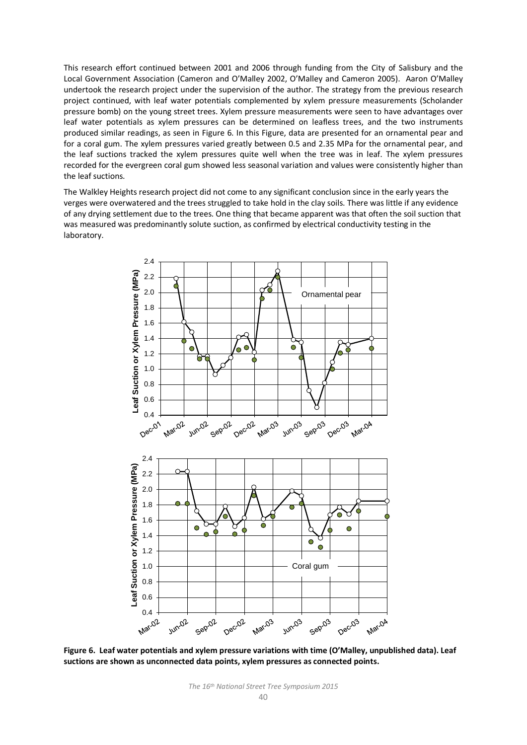This research effort continued between 2001 and 2006 through funding from the City of Salisbury and the Local Government Association (Cameron and O'Malley 2002, O'Malley and Cameron 2005). Aaron O'Malley undertook the research project under the supervision of the author. The strategy from the previous research project continued, with leaf water potentials complemented by xylem pressure measurements (Scholander pressure bomb) on the young street trees. Xylem pressure measurements were seen to have advantages over leaf water potentials as xylem pressures can be determined on leafless trees, and the two instruments produced similar readings, as seen in Figure 6. In this Figure, data are presented for an ornamental pear and for a coral gum. The xylem pressures varied greatly between 0.5 and 2.35 MPa for the ornamental pear, and the leaf suctions tracked the xylem pressures quite well when the tree was in leaf. The xylem pressures recorded for the evergreen coral gum showed less seasonal variation and values were consistently higher than the leaf suctions.

The Walkley Heights research project did not come to any significant conclusion since in the early years the verges were overwatered and the trees struggled to take hold in the clay soils. There was little if any evidence of any drying settlement due to the trees. One thing that became apparent was that often the soil suction that was measured was predominantly solute suction, as confirmed by electrical conductivity testing in the laboratory.

**Figure 6. Leaf water potentials and xylem pressure variations with time (O'Malley, unpublished data). Leaf suctions are shown as unconnected data points, xylem pressures as connected points.**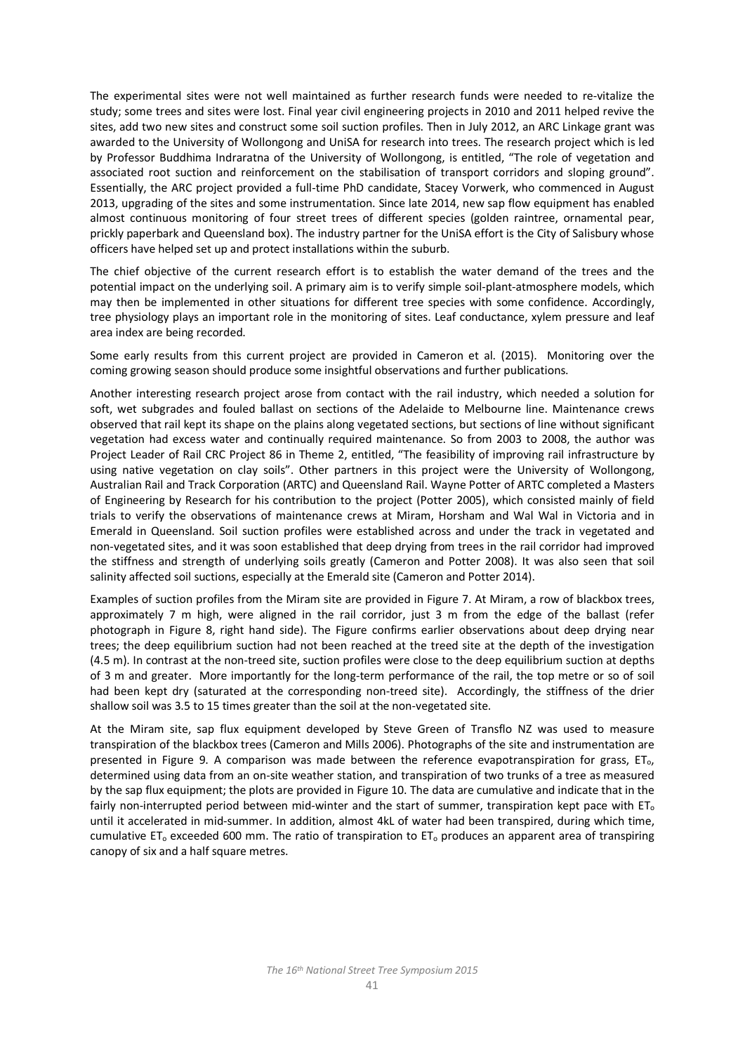The experimental sites were not well maintained as further research funds were needed to re-vitalize the study; some trees and sites were lost. Final year civil engineering projects in 2010 and 2011 helped revive the sites, add two new sites and construct some soil suction profiles. Then in July 2012, an ARC Linkage grant was awarded to the University of Wollongong and UniSA for research into trees. The research project which is led by Professor Buddhima Indraratna of the University of Wollongong, is entitled, "The role of vegetation and associated root suction and reinforcement on the stabilisation of transport corridors and sloping ground". Essentially, the ARC project provided a full-time PhD candidate, Stacey Vorwerk, who commenced in August 2013, upgrading of the sites and some instrumentation. Since late 2014, new sap flow equipment has enabled almost continuous monitoring of four street trees of different species (golden raintree, ornamental pear, prickly paperbark and Queensland box). The industry partner for the UniSA effort is the City of Salisbury whose officers have helped set up and protect installations within the suburb.

The chief objective of the current research effort is to establish the water demand of the trees and the potential impact on the underlying soil. A primary aim is to verify simple soil-plant-atmosphere models, which may then be implemented in other situations for different tree species with some confidence. Accordingly, tree physiology plays an important role in the monitoring of sites. Leaf conductance, xylem pressure and leaf area index are being recorded.

Some early results from this current project are provided in Cameron et al. (2015). Monitoring over the coming growing season should produce some insightful observations and further publications.

Another interesting research project arose from contact with the rail industry, which needed a solution for soft, wet subgrades and fouled ballast on sections of the Adelaide to Melbourne line. Maintenance crews observed that rail kept its shape on the plains along vegetated sections, but sections of line without significant vegetation had excess water and continually required maintenance. So from 2003 to 2008, the author was Project Leader of Rail CRC Project 86 in Theme 2, entitled, "The feasibility of improving rail infrastructure by using native vegetation on clay soils". Other partners in this project were the University of Wollongong, Australian Rail and Track Corporation (ARTC) and Queensland Rail. Wayne Potter of ARTC completed a Masters of Engineering by Research for his contribution to the project (Potter 2005), which consisted mainly of field trials to verify the observations of maintenance crews at Miram, Horsham and Wal Wal in Victoria and in Emerald in Queensland. Soil suction profiles were established across and under the track in vegetated and non-vegetated sites, and it was soon established that deep drying from trees in the rail corridor had improved the stiffness and strength of underlying soils greatly (Cameron and Potter 2008). It was also seen that soil salinity affected soil suctions, especially at the Emerald site (Cameron and Potter 2014).

Examples of suction profiles from the Miram site are provided in Figure 7. At Miram, a row of blackbox trees, approximately 7 m high, were aligned in the rail corridor, just 3 m from the edge of the ballast (refer photograph in Figure 8, right hand side). The Figure confirms earlier observations about deep drying near trees; the deep equilibrium suction had not been reached at the treed site at the depth of the investigation (4.5 m). In contrast at the non-treed site, suction profiles were close to the deep equilibrium suction at depths of 3 m and greater. More importantly for the long-term performance of the rail, the top metre or so of soil had been kept dry (saturated at the corresponding non-treed site). Accordingly, the stiffness of the drier shallow soil was 3.5 to 15 times greater than the soil at the non-vegetated site.

At the Miram site, sap flux equipment developed by Steve Green of Transflo NZ was used to measure transpiration of the blackbox trees (Cameron and Mills 2006). Photographs of the site and instrumentation are presented in Figure 9. A comparison was made between the reference evapotranspiration for grass, $ET_o$, determined using data from an on-site weather station, and transpiration of two trunks of a tree as measured by the sap flux equipment; the plots are provided in Figure 10. The data are cumulative and indicate that in the fairly non-interrupted period between mid-winter and the start of summer, transpiration kept pace with $ET_o$ until it accelerated in mid-summer. In addition, almost 4kL of water had been transpired, during which time, cumulative $ET_o$ exceeded 600 mm. The ratio of transpiration to $ET_o$ produces an apparent area of transpiring canopy of six and a half square metres.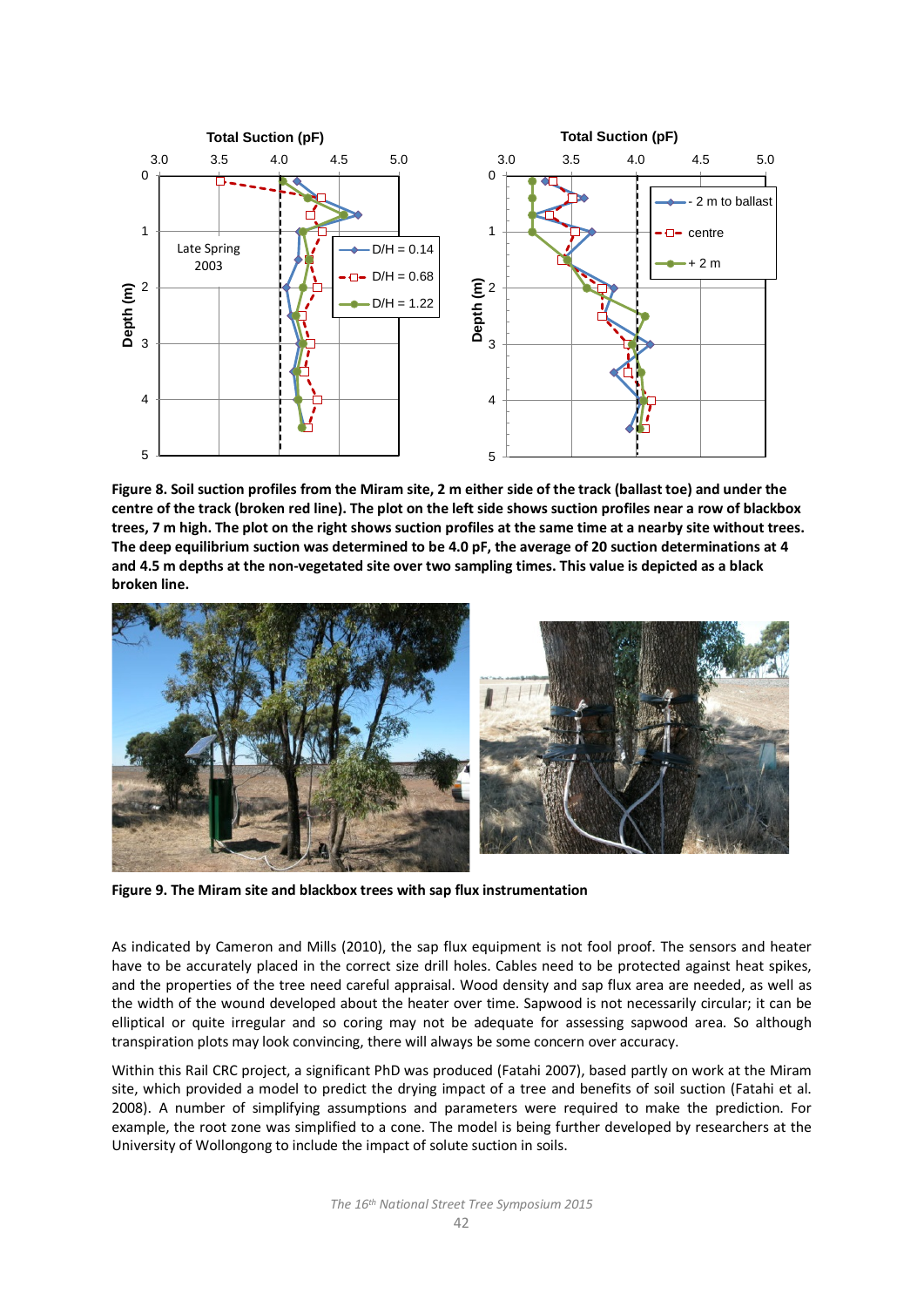**Figure 8. Soil suction profiles from the Miram site, 2 m either side of the track (ballast toe) and under the centre of the track (broken red line). The plot on the left side shows suction profiles near a row of blackbox trees, 7 m high. The plot on the right shows suction profiles at the same time at a nearby site without trees. The deep equilibrium suction was determined to be 4.0 pF, the average of 20 suction determinations at 4 and 4.5 m depths at the non-vegetated site over two sampling times. This value is depicted as a black broken line.**

**Figure 9. The Miram site and blackbox trees with sap flux instrumentation**

As indicated by Cameron and Mills (2010), the sap flux equipment is not fool proof. The sensors and heater have to be accurately placed in the correct size drill holes. Cables need to be protected against heat spikes, and the properties of the tree need careful appraisal. Wood density and sap flux area are needed, as well as the width of the wound developed about the heater over time. Sapwood is not necessarily circular; it can be elliptical or quite irregular and so coring may not be adequate for assessing sapwood area. So although transpiration plots may look convincing, there will always be some concern over accuracy.

Within this Rail CRC project, a significant PhD was produced (Fatahi 2007), based partly on work at the Miram site, which provided a model to predict the drying impact of a tree and benefits of soil suction (Fatahi et al. 2008). A number of simplifying assumptions and parameters were required to make the prediction. For example, the root zone was simplified to a cone. The model is being further developed by researchers at the University of Wollongong to include the impact of solute suction in soils.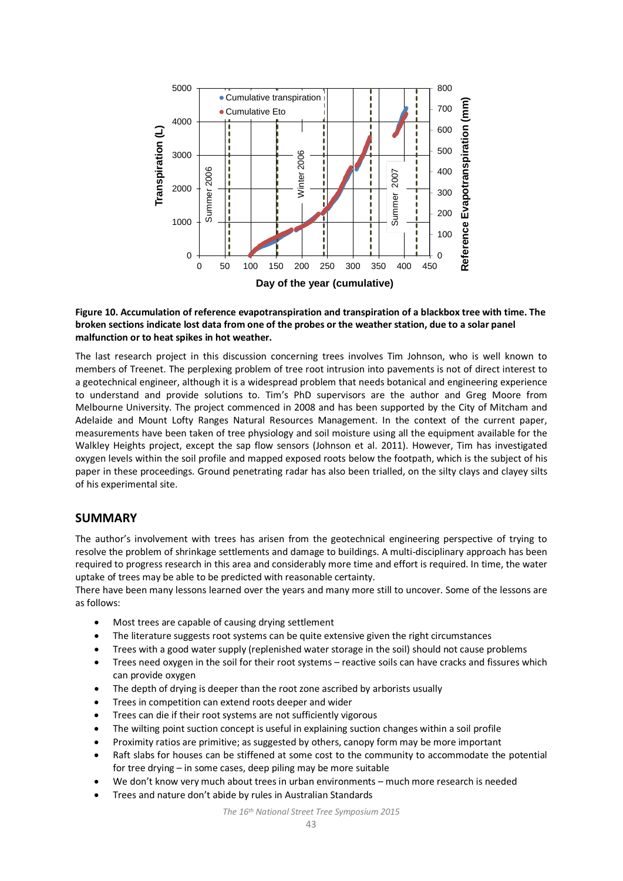**Figure 10. Accumulation of reference evapotranspiration and transpiration of a blackbox tree with time. The broken sections indicate lost data from one of the probes or the weather station, due to a solar panel malfunction or to heat spikes in hot weather.**

The last research project in this discussion concerning trees involves Tim Johnson, who is well known to members of Treenet. The perplexing problem of tree root intrusion into pavements is not of direct interest to a geotechnical engineer, although it is a widespread problem that needs botanical and engineering experience to understand and provide solutions to. Tim's PhD supervisors are the author and Greg Moore from Melbourne University. The project commenced in 2008 and has been supported by the City of Mitcham and Adelaide and Mount Lofty Ranges Natural Resources Management. In the context of the current paper, measurements have been taken of tree physiology and soil moisture using all the equipment available for the Walkley Heights project, except the sap flow sensors (Johnson et al. 2011). However, Tim has investigated oxygen levels within the soil profile and mapped exposed roots below the footpath, which is the subject of his paper in these proceedings. Ground penetrating radar has also been trialled, on the silty clays and clayey silts of his experimental site.

## SUMMARY

The author's involvement with trees has arisen from the geotechnical engineering perspective of trying to resolve the problem of shrinkage settlements and damage to buildings. A multi-disciplinary approach has been required to progress research in this area and considerably more time and effort is required. In time, the water uptake of trees may be able to be predicted with reasonable certainty.

There have been many lessons learned over the years and many more still to uncover. Some of the lessons are as follows:

- Most trees are capable of causing drying settlement
- The literature suggests root systems can be quite extensive given the right circumstances
- Trees with a good water supply (replenished water storage in the soil) should not cause problems
- Trees need oxygen in the soil for their root systems – reactive soils can have cracks and fissures which can provide oxygen
- The depth of drying is deeper than the root zone ascribed by arborists usually
- Trees in competition can extend roots deeper and wider
- Trees can die if their root systems are not sufficiently vigorous
- The wilting point suction concept is useful in explaining suction changes within a soil profile
- Proximity ratios are primitive; as suggested by others, canopy form may be more important
- Raft slabs for houses can be stiffened at some cost to the community to accommodate the potential for tree drying – in some cases, deep piling may be more suitable
- We don't know very much about trees in urban environments – much more research is needed
- Trees and nature don't abide by rules in Australian Standards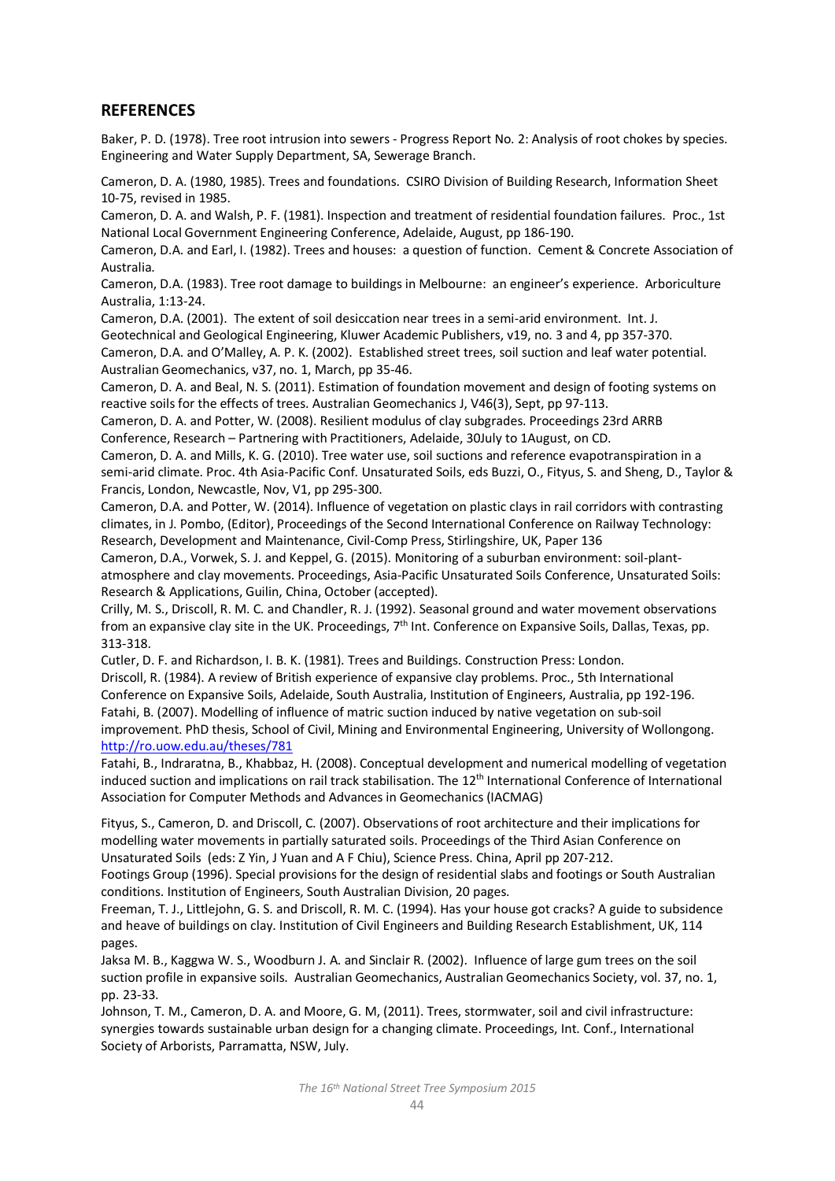## REFERENCES

Baker, P. D. (1978). Tree root intrusion into sewers - Progress Report No. 2: Analysis of root chokes by species. Engineering and Water Supply Department, SA, Sewerage Branch.

Cameron, D. A. (1980, 1985). Trees and foundations. CSIRO Division of Building Research, Information Sheet 10-75, revised in 1985.

Cameron, D. A. and Walsh, P. F. (1981). Inspection and treatment of residential foundation failures. Proc., 1st National Local Government Engineering Conference, Adelaide, August, pp 186-190.

Cameron, D.A. and Earl, I. (1982). Trees and houses: a question of function. Cement & Concrete Association of Australia.

Cameron, D.A. (1983). Tree root damage to buildings in Melbourne: an engineer's experience. Arboriculture Australia, 1:13-24.

Cameron, D.A. (2001). The extent of soil desiccation near trees in a semi-arid environment. Int. J. Geotechnical and Geological Engineering, Kluwer Academic Publishers, v19, no. 3 and 4, pp 357-370.

Cameron, D.A. and O'Malley, A. P. K. (2002). Established street trees, soil suction and leaf water potential. Australian Geomechanics, v37, no. 1, March, pp 35-46.

Cameron, D. A. and Beal, N. S. (2011). Estimation of foundation movement and design of footing systems on reactive soils for the effects of trees. Australian Geomechanics J, V46(3), Sept, pp 97-113.

Cameron, D. A. and Potter, W. (2008). Resilient modulus of clay subgrades. Proceedings 23rd ARRB Conference, Research – Partnering with Practitioners, Adelaide, 30July to 1August, on CD.

Cameron, D. A. and Mills, K. G. (2010). Tree water use, soil suctions and reference evapotranspiration in a semi-arid climate. Proc. 4th Asia-Pacific Conf. Unsaturated Soils, eds Buzzi, O., Fityus, S. and Sheng, D., Taylor & Francis, London, Newcastle, Nov, V1, pp 295-300.

Cameron, D.A. and Potter, W. (2014). Influence of vegetation on plastic clays in rail corridors with contrasting climates, in J. Pombo, (Editor), Proceedings of the Second International Conference on Railway Technology: Research, Development and Maintenance, Civil-Comp Press, Stirlingshire, UK, Paper 136

Cameron, D.A., Vorwek, S. J. and Keppel, G. (2015). Monitoring of a suburban environment: soil-plant-atmosphere and clay movements. Proceedings, Asia-Pacific Unsaturated Soils Conference, Unsaturated Soils: Research & Applications, Guilin, China, October (accepted).

Crilly, M. S., Driscoll, R. M. C. and Chandler, R. J. (1992). Seasonal ground and water movement observations from an expansive clay site in the UK. Proceedings, 7th Int. Conference on Expansive Soils, Dallas, Texas, pp. 313-318.

Cutler, D. F. and Richardson, I. B. K. (1981). Trees and Buildings. Construction Press: London.

Driscoll, R. (1984). A review of British experience of expansive clay problems. Proc., 5th International Conference on Expansive Soils, Adelaide, South Australia, Institution of Engineers, Australia, pp 192-196.

Fatahi, B. (2007). Modelling of influence of matric suction induced by native vegetation on sub-soil improvement. PhD thesis, School of Civil, Mining and Environmental Engineering, University of Wollongong. http://ro.uow.edu.au/theses/781

Fatahi, B., Indraratna, B., Khabbaz, H. (2008). Conceptual development and numerical modelling of vegetation induced suction and implications on rail track stabilisation. The 12th International Conference of International Association for Computer Methods and Advances in Geomechanics (IACMAG)

Fityus, S., Cameron, D. and Driscoll, C. (2007). Observations of root architecture and their implications for modelling water movements in partially saturated soils. Proceedings of the Third Asian Conference on Unsaturated Soils (eds: Z Yin, J Yuan and A F Chiu), Science Press. China, April pp 207-212.

Footings Group (1996). Special provisions for the design of residential slabs and footings or South Australian conditions. Institution of Engineers, South Australian Division, 20 pages.

Freeman, T. J., Littlejohn, G. S. and Driscoll, R. M. C. (1994). Has your house got cracks? A guide to subsidence and heave of buildings on clay. Institution of Civil Engineers and Building Research Establishment, UK, 114 pages.

Jaksa M. B., Kaggwa W. S., Woodburn J. A. and Sinclair R. (2002). Influence of large gum trees on the soil suction profile in expansive soils. Australian Geomechanics, Australian Geomechanics Society, vol. 37, no. 1, pp. 23-33.

Johnson, T. M., Cameron, D. A. and Moore, G. M, (2011). Trees, stormwater, soil and civil infrastructure: synergies towards sustainable urban design for a changing climate. Proceedings, Int. Conf., International Society of Arborists, Parramatta, NSW, July.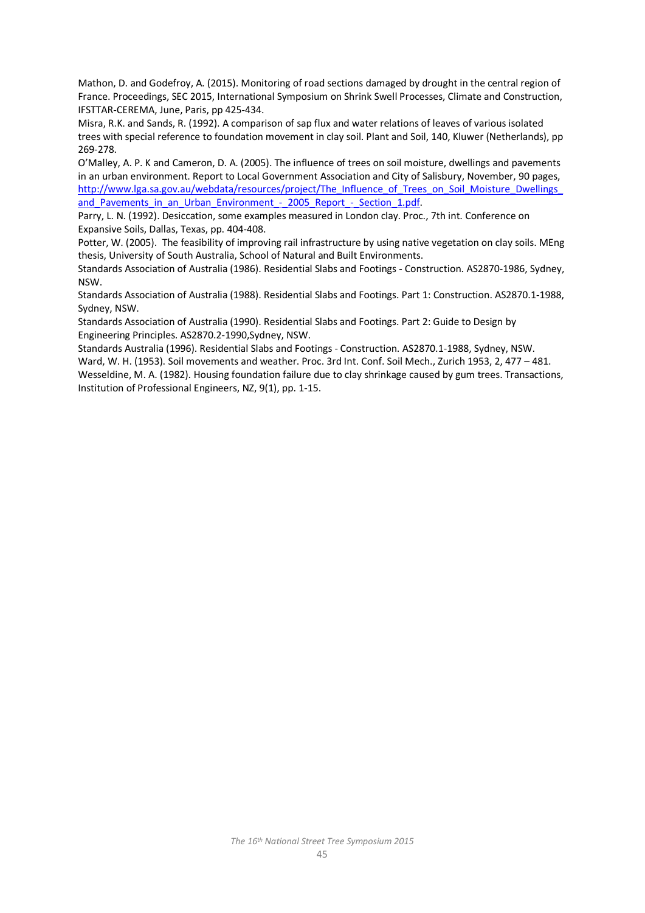Mathon, D. and Godefroy, A. (2015). Monitoring of road sections damaged by drought in the central region of France. Proceedings, SEC 2015, International Symposium on Shrink Swell Processes, Climate and Construction, IFSTTAR-CEREMA, June, Paris, pp 425-434.

Misra, R.K. and Sands, R. (1992). A comparison of sap flux and water relations of leaves of various isolated trees with special reference to foundation movement in clay soil. Plant and Soil, 140, Kluwer (Netherlands), pp 269-278.

O'Malley, A. P. K and Cameron, D. A. (2005). The influence of trees on soil moisture, dwellings and pavements in an urban environment. Report to Local Government Association and City of Salisbury, November, 90 pages, http://www.lga.sa.gov.au/webdata/resources/project/The_Influence_of_Trees_on_Soil_Moisture_Dwellings_and_Pavements_in_an_Urban_Environment_-_2005_Report_-_Section_1.pdf.

Parry, L. N. (1992). Desiccation, some examples measured in London clay. Proc., 7th int. Conference on Expansive Soils, Dallas, Texas, pp. 404-408.

Potter, W. (2005). The feasibility of improving rail infrastructure by using native vegetation on clay soils. MEng thesis, University of South Australia, School of Natural and Built Environments.

Standards Association of Australia (1986). Residential Slabs and Footings - Construction. AS2870-1986, Sydney, NSW.

Standards Association of Australia (1988). Residential Slabs and Footings. Part 1: Construction. AS2870.1-1988, Sydney, NSW.

Standards Association of Australia (1990). Residential Slabs and Footings. Part 2: Guide to Design by Engineering Principles. AS2870.2-1990,Sydney, NSW.

Standards Australia (1996). Residential Slabs and Footings - Construction. AS2870.1-1988, Sydney, NSW.

Ward, W. H. (1953). Soil movements and weather. Proc. 3rd Int. Conf. Soil Mech., Zurich 1953, 2, 477 – 481.

Wesseldine, M. A. (1982). Housing foundation failure due to clay shrinkage caused by gum trees. Transactions, Institution of Professional Engineers, NZ, 9(1), pp. 1-15.